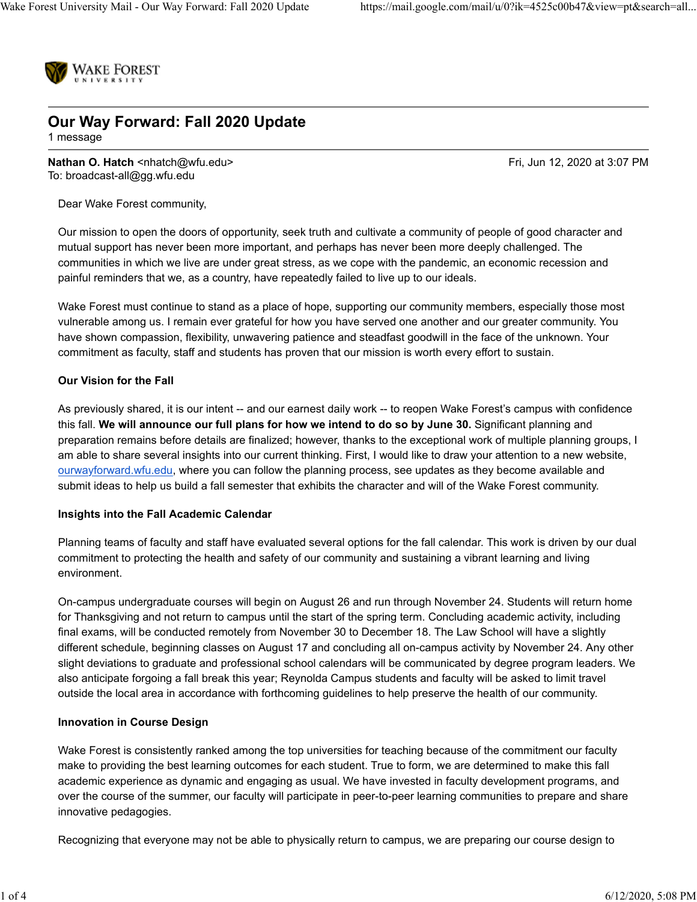WAKE FOREST UNIVERSITY

# Our Way Forward: Fall 2020 Update

1 message

**Nathan O. Hatch** <nhatch@wfu.edu>  Fri, Jun 12, 2020 at 3:07 PM
To: broadcast-all@gg.wfu.edu

Dear Wake Forest community,

Our mission to open the doors of opportunity, seek truth and cultivate a community of people of good character and mutual support has never been more important, and perhaps has never been more deeply challenged. The communities in which we live are under great stress, as we cope with the pandemic, an economic recession and painful reminders that we, as a country, have repeatedly failed to live up to our ideals.

Wake Forest must continue to stand as a place of hope, supporting our community members, especially those most vulnerable among us. I remain ever grateful for how you have served one another and our greater community. You have shown compassion, flexibility, unwavering patience and steadfast goodwill in the face of the unknown. Your commitment as faculty, staff and students has proven that our mission is worth every effort to sustain.

**Our Vision for the Fall**

As previously shared, it is our intent -- and our earnest daily work -- to reopen Wake Forest's campus with confidence this fall. **We will announce our full plans for how we intend to do so by June 30.** Significant planning and preparation remains before details are finalized; however, thanks to the exceptional work of multiple planning groups, I am able to share several insights into our current thinking. First, I would like to draw your attention to a new website, ourwayforward.wfu.edu, where you can follow the planning process, see updates as they become available and submit ideas to help us build a fall semester that exhibits the character and will of the Wake Forest community.

**Insights into the Fall Academic Calendar**

Planning teams of faculty and staff have evaluated several options for the fall calendar. This work is driven by our dual commitment to protecting the health and safety of our community and sustaining a vibrant learning and living environment.

On-campus undergraduate courses will begin on August 26 and run through November 24. Students will return home for Thanksgiving and not return to campus until the start of the spring term. Concluding academic activity, including final exams, will be conducted remotely from November 30 to December 18. The Law School will have a slightly different schedule, beginning classes on August 17 and concluding all on-campus activity by November 24. Any other slight deviations to graduate and professional school calendars will be communicated by degree program leaders. We also anticipate forgoing a fall break this year; Reynolda Campus students and faculty will be asked to limit travel outside the local area in accordance with forthcoming guidelines to help preserve the health of our community.

**Innovation in Course Design**

Wake Forest is consistently ranked among the top universities for teaching because of the commitment our faculty make to providing the best learning outcomes for each student. True to form, we are determined to make this fall academic experience as dynamic and engaging as usual. We have invested in faculty development programs, and over the course of the summer, our faculty will participate in peer-to-peer learning communities to prepare and share innovative pedagogies.

Recognizing that everyone may not be able to physically return to campus, we are preparing our course design to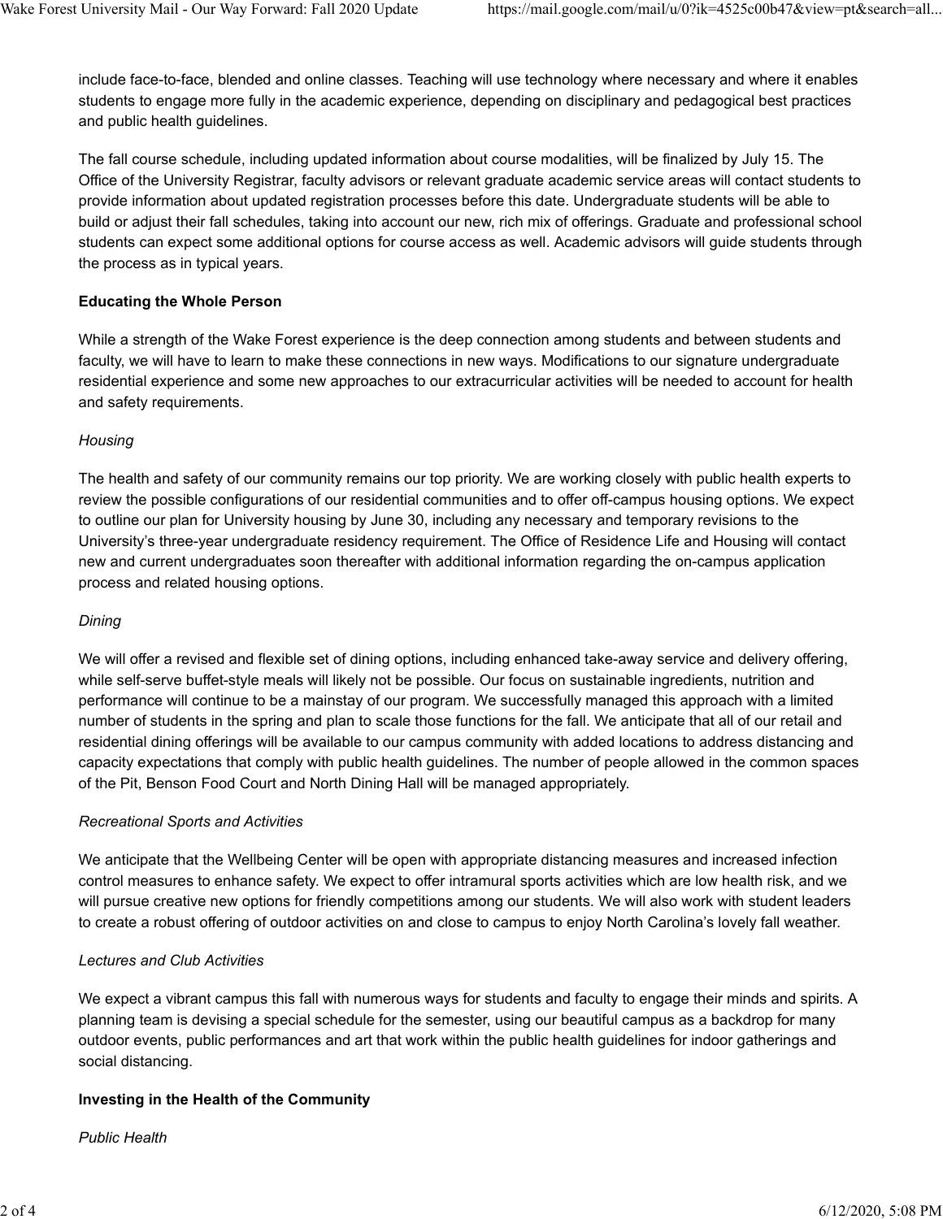include face-to-face, blended and online classes. Teaching will use technology where necessary and where it enables students to engage more fully in the academic experience, depending on disciplinary and pedagogical best practices and public health guidelines.

The fall course schedule, including updated information about course modalities, will be finalized by July 15. The Office of the University Registrar, faculty advisors or relevant graduate academic service areas will contact students to provide information about updated registration processes before this date. Undergraduate students will be able to build or adjust their fall schedules, taking into account our new, rich mix of offerings. Graduate and professional school students can expect some additional options for course access as well. Academic advisors will guide students through the process as in typical years.

**Educating the Whole Person**

While a strength of the Wake Forest experience is the deep connection among students and between students and faculty, we will have to learn to make these connections in new ways. Modifications to our signature undergraduate residential experience and some new approaches to our extracurricular activities will be needed to account for health and safety requirements.

*Housing*

The health and safety of our community remains our top priority. We are working closely with public health experts to review the possible configurations of our residential communities and to offer off-campus housing options. We expect to outline our plan for University housing by June 30, including any necessary and temporary revisions to the University's three-year undergraduate residency requirement. The Office of Residence Life and Housing will contact new and current undergraduates soon thereafter with additional information regarding the on-campus application process and related housing options.

*Dining*

We will offer a revised and flexible set of dining options, including enhanced take-away service and delivery offering, while self-serve buffet-style meals will likely not be possible. Our focus on sustainable ingredients, nutrition and performance will continue to be a mainstay of our program. We successfully managed this approach with a limited number of students in the spring and plan to scale those functions for the fall. We anticipate that all of our retail and residential dining offerings will be available to our campus community with added locations to address distancing and capacity expectations that comply with public health guidelines. The number of people allowed in the common spaces of the Pit, Benson Food Court and North Dining Hall will be managed appropriately.

*Recreational Sports and Activities*

We anticipate that the Wellbeing Center will be open with appropriate distancing measures and increased infection control measures to enhance safety. We expect to offer intramural sports activities which are low health risk, and we will pursue creative new options for friendly competitions among our students. We will also work with student leaders to create a robust offering of outdoor activities on and close to campus to enjoy North Carolina's lovely fall weather.

*Lectures and Club Activities*

We expect a vibrant campus this fall with numerous ways for students and faculty to engage their minds and spirits. A planning team is devising a special schedule for the semester, using our beautiful campus as a backdrop for many outdoor events, public performances and art that work within the public health guidelines for indoor gatherings and social distancing.

**Investing in the Health of the Community**

*Public Health*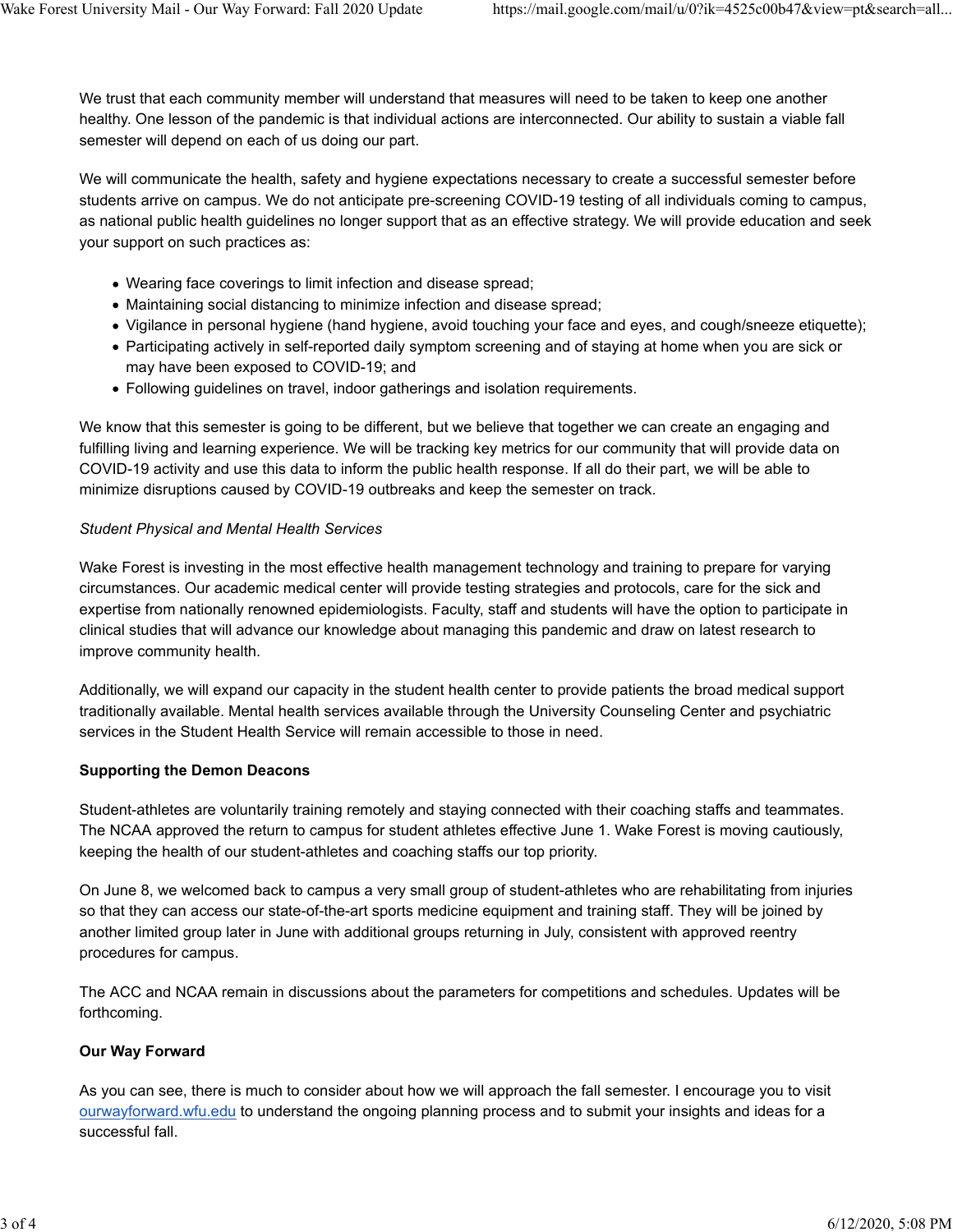We trust that each community member will understand that measures will need to be taken to keep one another healthy. One lesson of the pandemic is that individual actions are interconnected. Our ability to sustain a viable fall semester will depend on each of us doing our part.

We will communicate the health, safety and hygiene expectations necessary to create a successful semester before students arrive on campus. We do not anticipate pre-screening COVID-19 testing of all individuals coming to campus, as national public health guidelines no longer support that as an effective strategy. We will provide education and seek your support on such practices as:

- Wearing face coverings to limit infection and disease spread;
- Maintaining social distancing to minimize infection and disease spread;
- Vigilance in personal hygiene (hand hygiene, avoid touching your face and eyes, and cough/sneeze etiquette);
- Participating actively in self-reported daily symptom screening and of staying at home when you are sick or may have been exposed to COVID-19; and
- Following guidelines on travel, indoor gatherings and isolation requirements.

We know that this semester is going to be different, but we believe that together we can create an engaging and fulfilling living and learning experience. We will be tracking key metrics for our community that will provide data on COVID-19 activity and use this data to inform the public health response. If all do their part, we will be able to minimize disruptions caused by COVID-19 outbreaks and keep the semester on track.

*Student Physical and Mental Health Services*

Wake Forest is investing in the most effective health management technology and training to prepare for varying circumstances. Our academic medical center will provide testing strategies and protocols, care for the sick and expertise from nationally renowned epidemiologists. Faculty, staff and students will have the option to participate in clinical studies that will advance our knowledge about managing this pandemic and draw on latest research to improve community health.

Additionally, we will expand our capacity in the student health center to provide patients the broad medical support traditionally available. Mental health services available through the University Counseling Center and psychiatric services in the Student Health Service will remain accessible to those in need.

**Supporting the Demon Deacons**

Student-athletes are voluntarily training remotely and staying connected with their coaching staffs and teammates. The NCAA approved the return to campus for student athletes effective June 1. Wake Forest is moving cautiously, keeping the health of our student-athletes and coaching staffs our top priority.

On June 8, we welcomed back to campus a very small group of student-athletes who are rehabilitating from injuries so that they can access our state-of-the-art sports medicine equipment and training staff. They will be joined by another limited group later in June with additional groups returning in July, consistent with approved reentry procedures for campus.

The ACC and NCAA remain in discussions about the parameters for competitions and schedules. Updates will be forthcoming.

**Our Way Forward**

As you can see, there is much to consider about how we will approach the fall semester. I encourage you to visit [ourwayforward.wfu.edu](ourwayforward.wfu.edu) to understand the ongoing planning process and to submit your insights and ideas for a successful fall.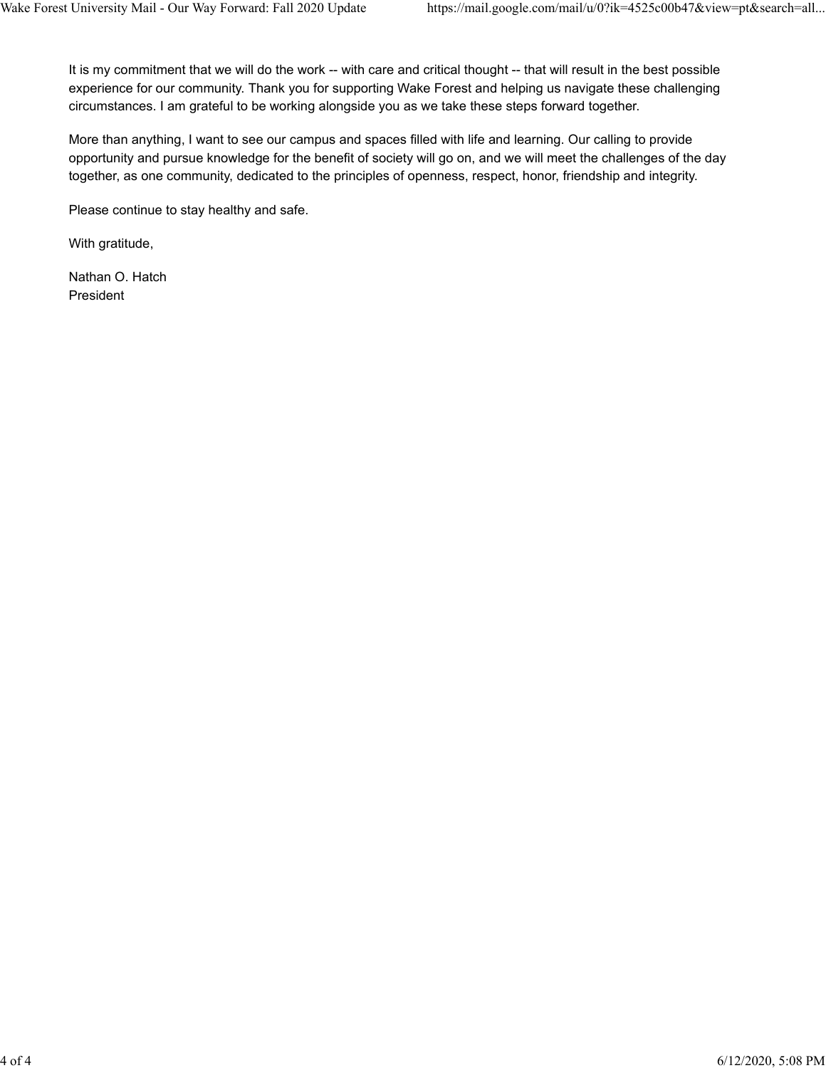It is my commitment that we will do the work -- with care and critical thought -- that will result in the best possible experience for our community. Thank you for supporting Wake Forest and helping us navigate these challenging circumstances. I am grateful to be working alongside you as we take these steps forward together.

More than anything, I want to see our campus and spaces filled with life and learning. Our calling to provide opportunity and pursue knowledge for the benefit of society will go on, and we will meet the challenges of the day together, as one community, dedicated to the principles of openness, respect, honor, friendship and integrity.

Please continue to stay healthy and safe.

With gratitude,

Nathan O. Hatch  
President